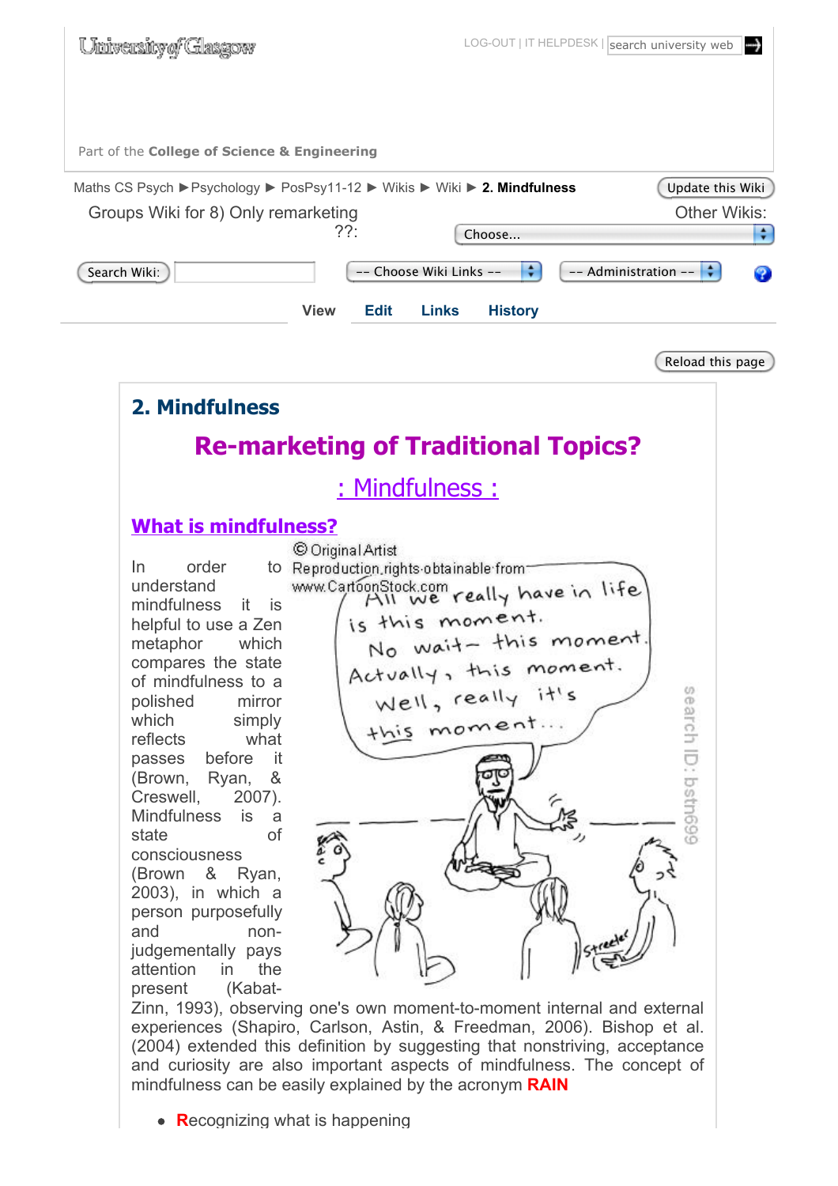Part of the **College of Science & Engineering**

Maths CS Psych ▶ Psychology ▶ PosPsy11-12 ▶ Wikis ▶ Wiki ▶ **2. Mindfulness**

Groups Wiki for 8) Only remarketing ??:

Other Wikis:

View Edit Links History

# 2. Mindfulness

## Re-marketing of Traditional Topics?

## : Mindfulness :

### What is mindfulness?

In order to understand mindfulness it is helpful to use a Zen metaphor which compares the state of mindfulness to a polished mirror which simply reflects what passes before it (Brown, Ryan, & Creswell, 2007). Mindfulness is a state of consciousness (Brown & Ryan, 2003), in which a person purposefully and non-judgementally pays attention in the present (Kabat-Zinn, 1993), observing one's own moment-to-moment internal and external experiences (Shapiro, Carlson, Astin, & Freedman, 2006). Bishop et al. (2004) extended this definition by suggesting that nonstriving, acceptance and curiosity are also important aspects of mindfulness. The concept of mindfulness can be easily explained by the acronym **RAIN**

- **R**ecognizing what is happening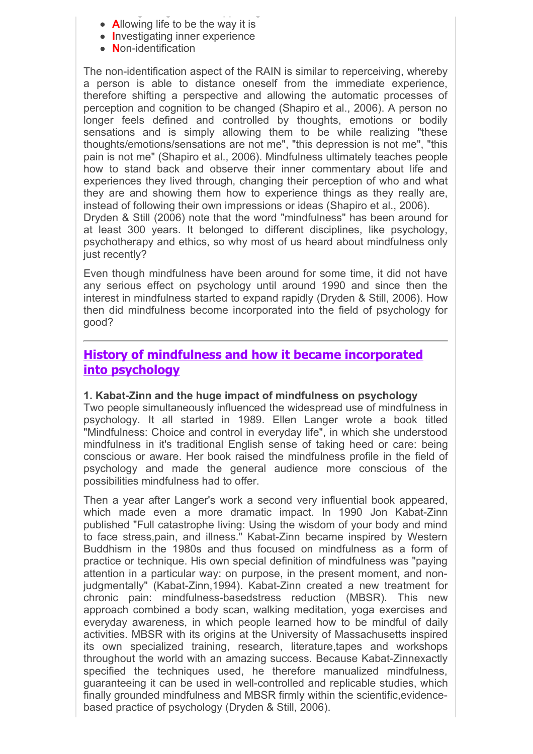- **A**llowing life to be the way it is
- **I**nvestigating inner experience
- **N**on-identification

The non-identification aspect of the RAIN is similar to reperceiving, whereby a person is able to distance oneself from the immediate experience, therefore shifting a perspective and allowing the automatic processes of perception and cognition to be changed (Shapiro et al., 2006). A person no longer feels defined and controlled by thoughts, emotions or bodily sensations and is simply allowing them to be while realizing "these thoughts/emotions/sensations are not me", "this depression is not me", "this pain is not me" (Shapiro et al., 2006). Mindfulness ultimately teaches people how to stand back and observe their inner commentary about life and experiences they lived through, changing their perception of who and what they are and showing them how to experience things as they really are, instead of following their own impressions or ideas (Shapiro et al., 2006).
Dryden & Still (2006) note that the word "mindfulness" has been around for at least 300 years. It belonged to different disciplines, like psychology, psychotherapy and ethics, so why most of us heard about mindfulness only just recently?

Even though mindfulness have been around for some time, it did not have any serious effect on psychology until around 1990 and since then the interest in mindfulness started to expand rapidly (Dryden & Still, 2006). How then did mindfulness become incorporated into the field of psychology for good?

---

## History of mindfulness and how it became incorporated into psychology

**1. Kabat-Zinn and the huge impact of mindfulness on psychology**
Two people simultaneously influenced the widespread use of mindfulness in psychology. It all started in 1989. Ellen Langer wrote a book titled "Mindfulness: Choice and control in everyday life", in which she understood mindfulness in it's traditional English sense of taking heed or care: being conscious or aware. Her book raised the mindfulness profile in the field of psychology and made the general audience more conscious of the possibilities mindfulness had to offer.

Then a year after Langer's work a second very influential book appeared, which made even a more dramatic impact. In 1990 Jon Kabat-Zinn published "Full catastrophe living: Using the wisdom of your body and mind to face stress,pain, and illness." Kabat-Zinn became inspired by Western Buddhism in the 1980s and thus focused on mindfulness as a form of practice or technique. His own special definition of mindfulness was "paying attention in a particular way: on purpose, in the present moment, and non-judgmentally" (Kabat-Zinn,1994). Kabat-Zinn created a new treatment for chronic pain: mindfulness-basedstress reduction (MBSR). This new approach combined a body scan, walking meditation, yoga exercises and everyday awareness, in which people learned how to be mindful of daily activities. MBSR with its origins at the University of Massachusetts inspired its own specialized training, research, literature,tapes and workshops throughout the world with an amazing success. Because Kabat-Zinnexactly specified the techniques used, he therefore manualized mindfulness, guaranteeing it can be used in well-controlled and replicable studies, which finally grounded mindfulness and MBSR firmly within the scientific,evidence-based practice of psychology (Dryden & Still, 2006).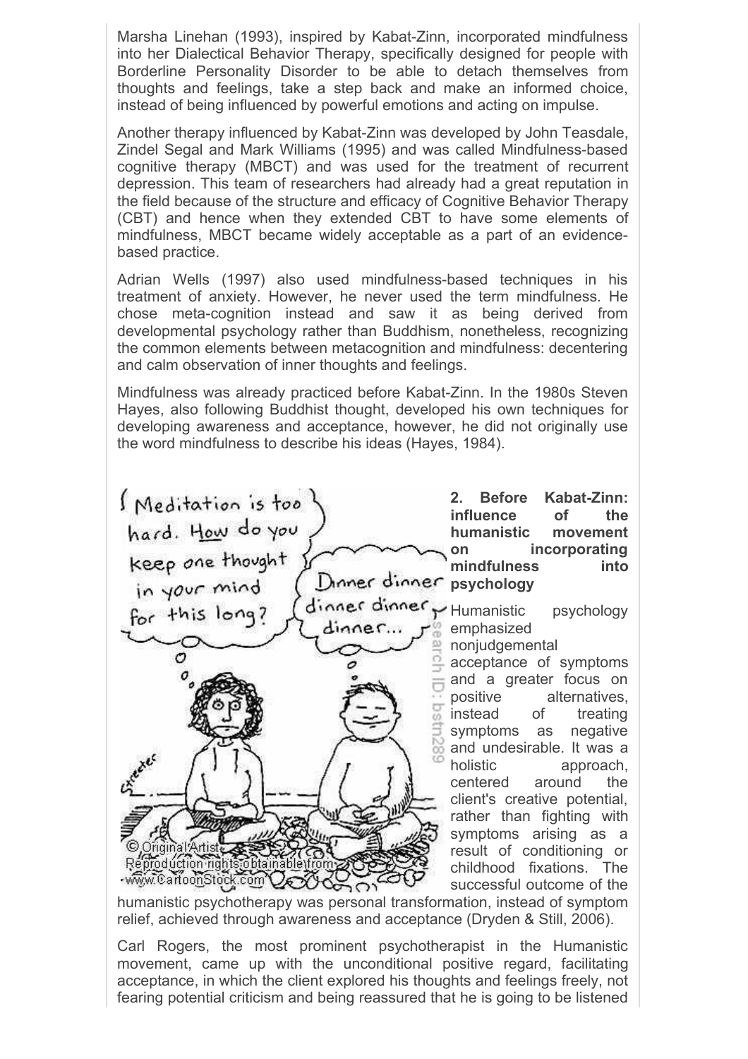Marsha Linehan (1993), inspired by Kabat-Zinn, incorporated mindfulness into her Dialectical Behavior Therapy, specifically designed for people with Borderline Personality Disorder to be able to detach themselves from thoughts and feelings, take a step back and make an informed choice, instead of being influenced by powerful emotions and acting on impulse.

Another therapy influenced by Kabat-Zinn was developed by John Teasdale, Zindel Segal and Mark Williams (1995) and was called Mindfulness-based cognitive therapy (MBCT) and was used for the treatment of recurrent depression. This team of researchers had already had a great reputation in the field because of the structure and efficacy of Cognitive Behavior Therapy (CBT) and hence when they extended CBT to have some elements of mindfulness, MBCT became widely acceptable as a part of an evidence-based practice.

Adrian Wells (1997) also used mindfulness-based techniques in his treatment of anxiety. However, he never used the term mindfulness. He chose meta-cognition instead and saw it as being derived from developmental psychology rather than Buddhism, nonetheless, recognizing the common elements between metacognition and mindfulness: decentering and calm observation of inner thoughts and feelings.

Mindfulness was already practiced before Kabat-Zinn. In the 1980s Steven Hayes, also following Buddhist thought, developed his own techniques for developing awareness and acceptance, however, he did not originally use the word mindfulness to describe his ideas (Hayes, 1984).

## 2. Before Kabat-Zinn: influence of the humanistic movement on incorporating mindfulness into psychology

Humanistic psychology emphasized nonjudgemental acceptance of symptoms and a greater focus on positive alternatives, instead of treating symptoms as negative and undesirable. It was a holistic approach, centered around the client's creative potential, rather than fighting with symptoms arising as a result of conditioning or childhood fixations. The successful outcome of the humanistic psychotherapy was personal transformation, instead of symptom relief, achieved through awareness and acceptance (Dryden & Still, 2006).

Carl Rogers, the most prominent psychotherapist in the Humanistic movement, came up with the unconditional positive regard, facilitating acceptance, in which the client explored his thoughts and feelings freely, not fearing potential criticism and being reassured that he is going to be listened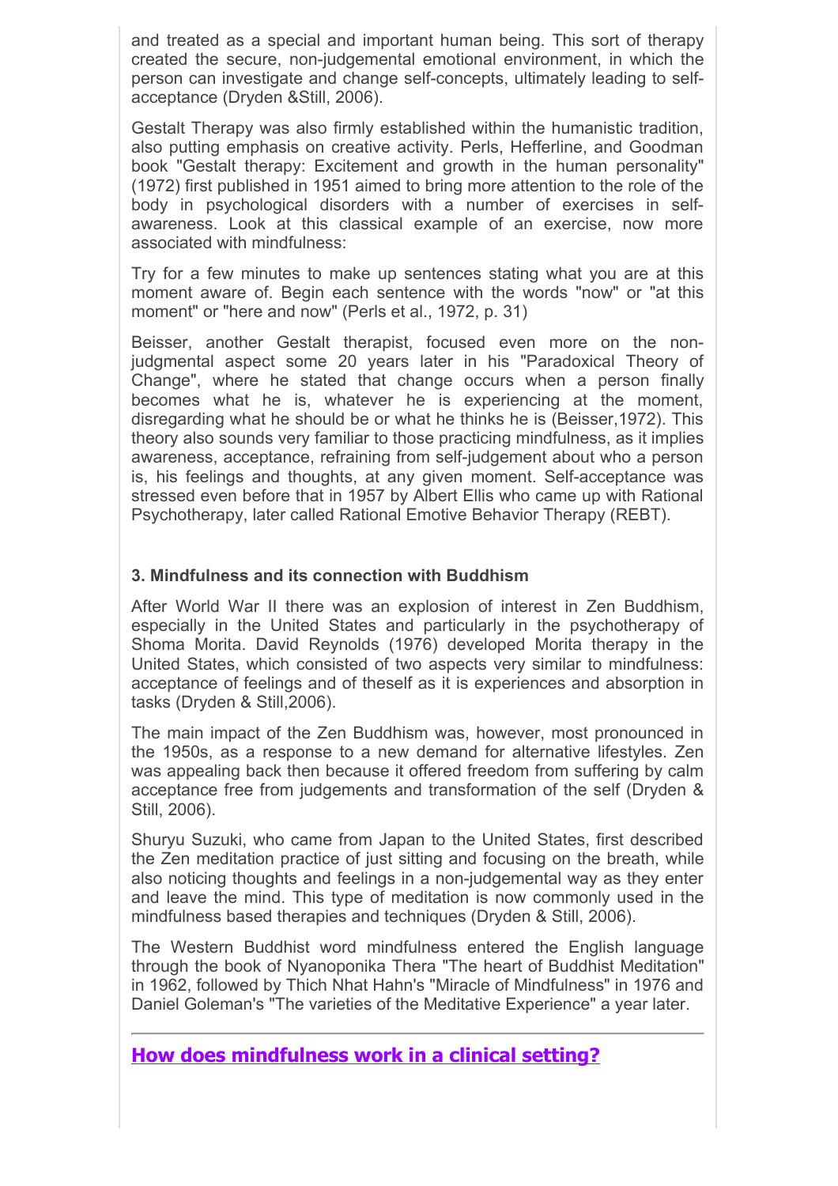and treated as a special and important human being. This sort of therapy created the secure, non-judgemental emotional environment, in which the person can investigate and change self-concepts, ultimately leading to self-acceptance (Dryden &Still, 2006).

Gestalt Therapy was also firmly established within the humanistic tradition, also putting emphasis on creative activity. Perls, Hefferline, and Goodman book "Gestalt therapy: Excitement and growth in the human personality" (1972) first published in 1951 aimed to bring more attention to the role of the body in psychological disorders with a number of exercises in self-awareness. Look at this classical example of an exercise, now more associated with mindfulness:

Try for a few minutes to make up sentences stating what you are at this moment aware of. Begin each sentence with the words "now" or "at this moment" or "here and now" (Perls et al., 1972, p. 31)

Beisser, another Gestalt therapist, focused even more on the non-judgmental aspect some 20 years later in his "Paradoxical Theory of Change", where he stated that change occurs when a person finally becomes what he is, whatever he is experiencing at the moment, disregarding what he should be or what he thinks he is (Beisser,1972). This theory also sounds very familiar to those practicing mindfulness, as it implies awareness, acceptance, refraining from self-judgement about who a person is, his feelings and thoughts, at any given moment. Self-acceptance was stressed even before that in 1957 by Albert Ellis who came up with Rational Psychotherapy, later called Rational Emotive Behavior Therapy (REBT).

### 3. Mindfulness and its connection with Buddhism

After World War II there was an explosion of interest in Zen Buddhism, especially in the United States and particularly in the psychotherapy of Shoma Morita. David Reynolds (1976) developed Morita therapy in the United States, which consisted of two aspects very similar to mindfulness: acceptance of feelings and of theself as it is experiences and absorption in tasks (Dryden & Still,2006).

The main impact of the Zen Buddhism was, however, most pronounced in the 1950s, as a response to a new demand for alternative lifestyles. Zen was appealing back then because it offered freedom from suffering by calm acceptance free from judgements and transformation of the self (Dryden & Still, 2006).

Shuryu Suzuki, who came from Japan to the United States, first described the Zen meditation practice of just sitting and focusing on the breath, while also noticing thoughts and feelings in a non-judgemental way as they enter and leave the mind. This type of meditation is now commonly used in the mindfulness based therapies and techniques (Dryden & Still, 2006).

The Western Buddhist word mindfulness entered the English language through the book of Nyanoponika Thera "The heart of Buddhist Meditation" in 1962, followed by Thich Nhat Hahn's "Miracle of Mindfulness" in 1976 and Daniel Goleman's "The varieties of the Meditative Experience" a year later.

---

## How does mindfulness work in a clinical setting?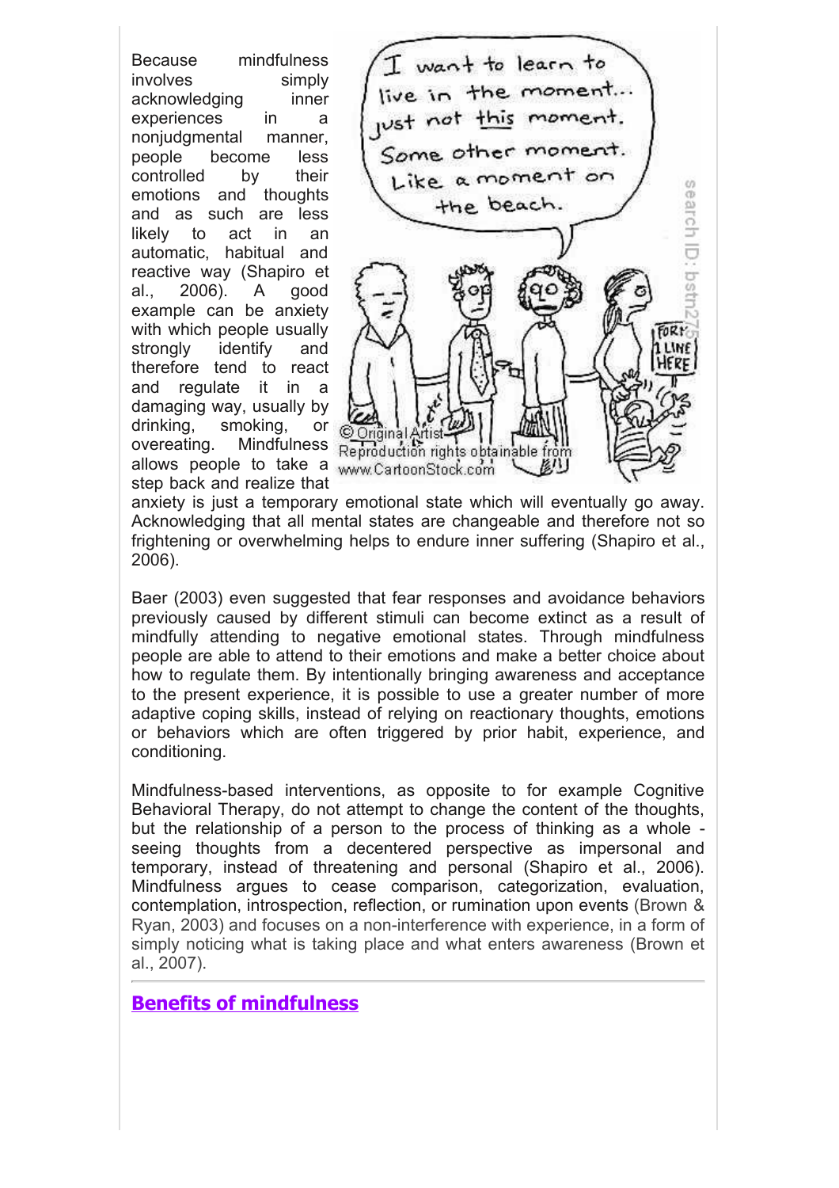Because mindfulness involves simply acknowledging inner experiences in a nonjudgmental manner, people become less controlled by their emotions and thoughts and as such are less likely to act in an automatic, habitual and reactive way (Shapiro et al., 2006). A good example can be anxiety with which people usually strongly identify and therefore tend to react and regulate it in a damaging way, usually by drinking, smoking, or overeating. Mindfulness allows people to take a step back and realize that anxiety is just a temporary emotional state which will eventually go away. Acknowledging that all mental states are changeable and therefore not so frightening or overwhelming helps to endure inner suffering (Shapiro et al., 2006).

Baer (2003) even suggested that fear responses and avoidance behaviors previously caused by different stimuli can become extinct as a result of mindfully attending to negative emotional states. Through mindfulness people are able to attend to their emotions and make a better choice about how to regulate them. By intentionally bringing awareness and acceptance to the present experience, it is possible to use a greater number of more adaptive coping skills, instead of relying on reactionary thoughts, emotions or behaviors which are often triggered by prior habit, experience, and conditioning.

Mindfulness-based interventions, as opposite to for example Cognitive Behavioral Therapy, do not attempt to change the content of the thoughts, but the relationship of a person to the process of thinking as a whole - seeing thoughts from a decentered perspective as impersonal and temporary, instead of threatening and personal (Shapiro et al., 2006). Mindfulness argues to cease comparison, categorization, evaluation, contemplation, introspection, reflection, or rumination upon events (Brown & Ryan, 2003) and focuses on a non-interference with experience, in a form of simply noticing what is taking place and what enters awareness (Brown et al., 2007).

---

## Benefits of mindfulness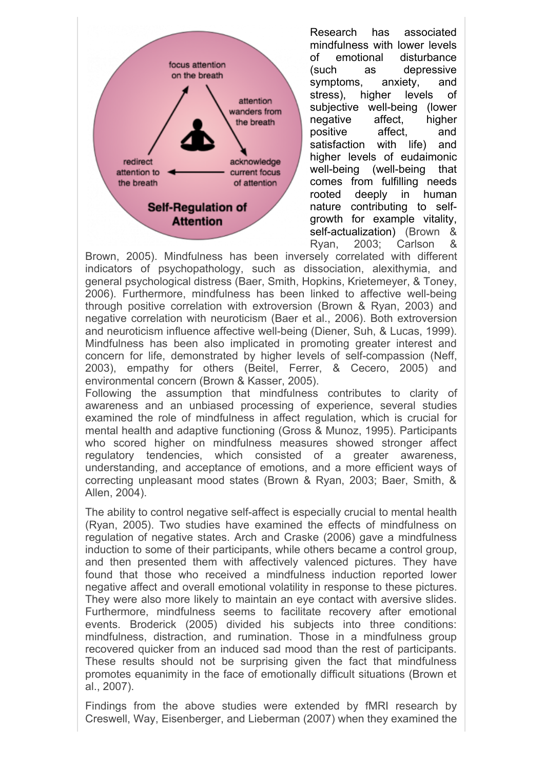Research has associated mindfulness with lower levels of emotional disturbance (such as depressive symptoms, anxiety, and stress), higher levels of subjective well-being (lower negative affect, higher positive affect, and satisfaction with life) and higher levels of eudaimonic well-being (well-being that comes from fulfilling needs rooted deeply in human nature contributing to self-growth for example vitality, self-actualization) (Brown & Ryan, 2003; Carlson & Brown, 2005). Mindfulness has been inversely correlated with different indicators of psychopathology, such as dissociation, alexithymia, and general psychological distress (Baer, Smith, Hopkins, Krietemeyer, & Toney, 2006). Furthermore, mindfulness has been linked to affective well-being through positive correlation with extroversion (Brown & Ryan, 2003) and negative correlation with neuroticism (Baer et al., 2006). Both extroversion and neuroticism influence affective well-being (Diener, Suh, & Lucas, 1999). Mindfulness has been also implicated in promoting greater interest and concern for life, demonstrated by higher levels of self-compassion (Neff, 2003), empathy for others (Beitel, Ferrer, & Cecero, 2005) and environmental concern (Brown & Kasser, 2005).

Following the assumption that mindfulness contributes to clarity of awareness and an unbiased processing of experience, several studies examined the role of mindfulness in affect regulation, which is crucial for mental health and adaptive functioning (Gross & Munoz, 1995). Participants who scored higher on mindfulness measures showed stronger affect regulatory tendencies, which consisted of a greater awareness, understanding, and acceptance of emotions, and a more efficient ways of correcting unpleasant mood states (Brown & Ryan, 2003; Baer, Smith, & Allen, 2004).

The ability to control negative self-affect is especially crucial to mental health (Ryan, 2005). Two studies have examined the effects of mindfulness on regulation of negative states. Arch and Craske (2006) gave a mindfulness induction to some of their participants, while others became a control group, and then presented them with affectively valenced pictures. They have found that those who received a mindfulness induction reported lower negative affect and overall emotional volatility in response to these pictures. They were also more likely to maintain an eye contact with aversive slides. Furthermore, mindfulness seems to facilitate recovery after emotional events. Broderick (2005) divided his subjects into three conditions: mindfulness, distraction, and rumination. Those in a mindfulness group recovered quicker from an induced sad mood than the rest of participants. These results should not be surprising given the fact that mindfulness promotes equanimity in the face of emotionally difficult situations (Brown et al., 2007).

Findings from the above studies were extended by fMRI research by Creswell, Way, Eisenberger, and Lieberman (2007) when they examined the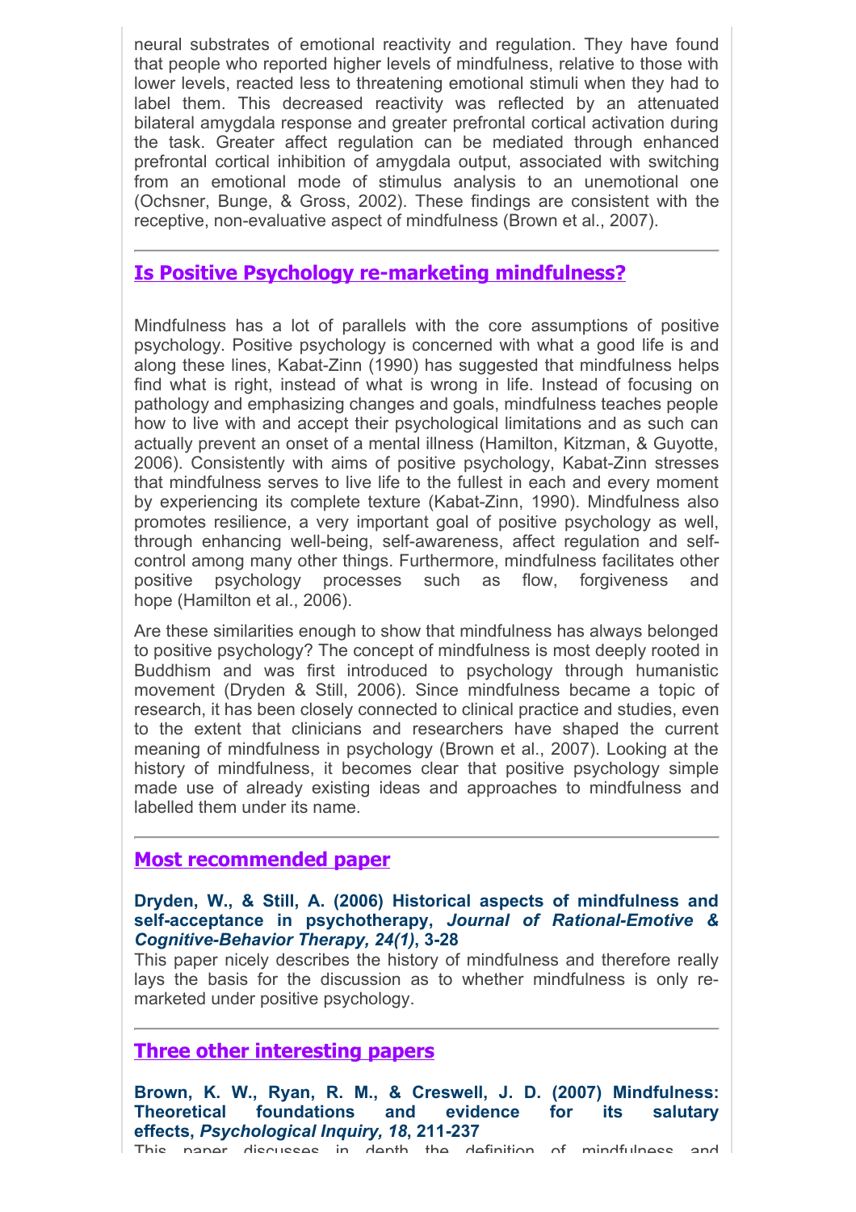neural substrates of emotional reactivity and regulation. They have found that people who reported higher levels of mindfulness, relative to those with lower levels, reacted less to threatening emotional stimuli when they had to label them. This decreased reactivity was reflected by an attenuated bilateral amygdala response and greater prefrontal cortical activation during the task. Greater affect regulation can be mediated through enhanced prefrontal cortical inhibition of amygdala output, associated with switching from an emotional mode of stimulus analysis to an unemotional one (Ochsner, Bunge, & Gross, 2002). These findings are consistent with the receptive, non-evaluative aspect of mindfulness (Brown et al., 2007).

## Is Positive Psychology re-marketing mindfulness?

Mindfulness has a lot of parallels with the core assumptions of positive psychology. Positive psychology is concerned with what a good life is and along these lines, Kabat-Zinn (1990) has suggested that mindfulness helps find what is right, instead of what is wrong in life. Instead of focusing on pathology and emphasizing changes and goals, mindfulness teaches people how to live with and accept their psychological limitations and as such can actually prevent an onset of a mental illness (Hamilton, Kitzman, & Guyotte, 2006). Consistently with aims of positive psychology, Kabat-Zinn stresses that mindfulness serves to live life to the fullest in each and every moment by experiencing its complete texture (Kabat-Zinn, 1990). Mindfulness also promotes resilience, a very important goal of positive psychology as well, through enhancing well-being, self-awareness, affect regulation and self-control among many other things. Furthermore, mindfulness facilitates other positive psychology processes such as flow, forgiveness and hope (Hamilton et al., 2006).

Are these similarities enough to show that mindfulness has always belonged to positive psychology? The concept of mindfulness is most deeply rooted in Buddhism and was first introduced to psychology through humanistic movement (Dryden & Still, 2006). Since mindfulness became a topic of research, it has been closely connected to clinical practice and studies, even to the extent that clinicians and researchers have shaped the current meaning of mindfulness in psychology (Brown et al., 2007). Looking at the history of mindfulness, it becomes clear that positive psychology simple made use of already existing ideas and approaches to mindfulness and labelled them under its name.

## Most recommended paper

**Dryden, W., & Still, A. (2006) Historical aspects of mindfulness and self-acceptance in psychotherapy, *Journal of Rational-Emotive & Cognitive-Behavior Therapy, 24(1)*, 3-28**

This paper nicely describes the history of mindfulness and therefore really lays the basis for the discussion as to whether mindfulness is only re-marketed under positive psychology.

## Three other interesting papers

**Brown, K. W., Ryan, R. M., & Creswell, J. D. (2007) Mindfulness: Theoretical foundations and evidence for its salutary effects, *Psychological Inquiry, 18*, 211-237**

This paper discusses in depth the definition of mindfulness and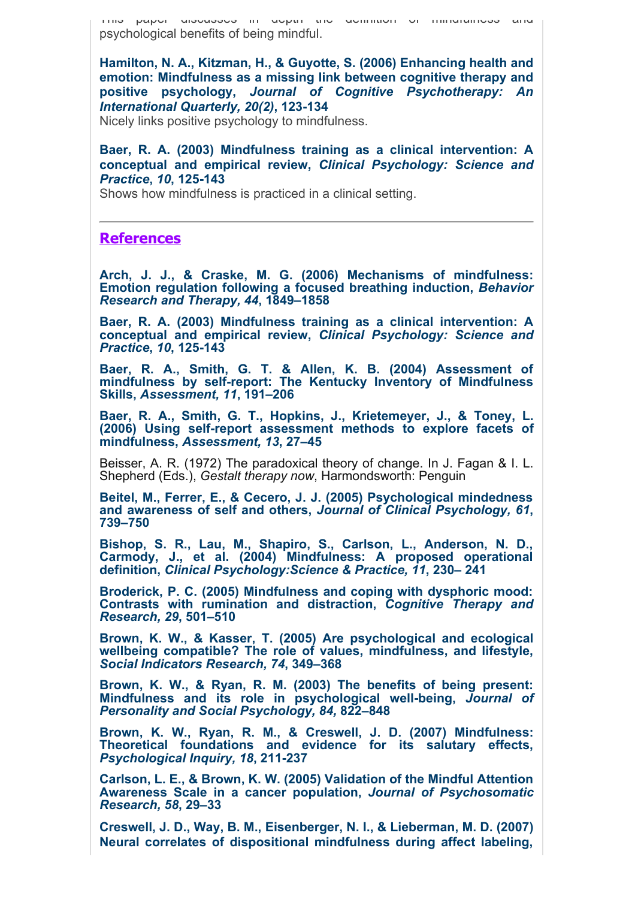This paper discusses in depth the definition of mindfulness and psychological benefits of being mindful.

**Hamilton, N. A., Kitzman, H., & Guyotte, S. (2006) Enhancing health and emotion: Mindfulness as a missing link between cognitive therapy and positive psychology, *Journal of Cognitive Psychotherapy: An International Quarterly, 20(2)*, 123-134**
Nicely links positive psychology to mindfulness.

**Baer, R. A. (2003) Mindfulness training as a clinical intervention: A conceptual and empirical review, *Clinical Psychology: Science and Practice*, *10*, 125-143**
Shows how mindfulness is practiced in a clinical setting.

---

## References

**Arch, J. J., & Craske, M. G. (2006) Mechanisms of mindfulness: Emotion regulation following a focused breathing induction, *Behavior Research and Therapy, 44*, 1849–1858**

**Baer, R. A. (2003) Mindfulness training as a clinical intervention: A conceptual and empirical review, *Clinical Psychology: Science and Practice*, *10*, 125-143**

**Baer, R. A., Smith, G. T. & Allen, K. B. (2004) Assessment of mindfulness by self-report: The Kentucky Inventory of Mindfulness Skills, *Assessment, 11*, 191–206**

**Baer, R. A., Smith, G. T., Hopkins, J., Krietemeyer, J., & Toney, L. (2006) Using self-report assessment methods to explore facets of mindfulness, *Assessment, 13*, 27–45**

Beisser, A. R. (1972) The paradoxical theory of change. In J. Fagan & I. L. Shepherd (Eds.), *Gestalt therapy now*, Harmondsworth: Penguin

**Beitel, M., Ferrer, E., & Cecero, J. J. (2005) Psychological mindedness and awareness of self and others, *Journal of Clinical Psychology, 61*, 739–750**

**Bishop, S. R., Lau, M., Shapiro, S., Carlson, L., Anderson, N. D., Carmody, J., et al. (2004) Mindfulness: A proposed operational definition, *Clinical Psychology:Science & Practice, 11*, 230– 241**

**Broderick, P. C. (2005) Mindfulness and coping with dysphoric mood: Contrasts with rumination and distraction, *Cognitive Therapy and Research, 29*, 501–510**

**Brown, K. W., & Kasser, T. (2005) Are psychological and ecological wellbeing compatible? The role of values, mindfulness, and lifestyle, *Social Indicators Research, 74*, 349–368**

**Brown, K. W., & Ryan, R. M. (2003) The benefits of being present: Mindfulness and its role in psychological well-being, *Journal of Personality and Social Psychology, 84,* 822–848**

**Brown, K. W., Ryan, R. M., & Creswell, J. D. (2007) Mindfulness: Theoretical foundations and evidence for its salutary effects, *Psychological Inquiry, 18*, 211-237**

**Carlson, L. E., & Brown, K. W. (2005) Validation of the Mindful Attention Awareness Scale in a cancer population, *Journal of Psychosomatic Research, 58*, 29–33**

**Creswell, J. D., Way, B. M., Eisenberger, N. I., & Lieberman, M. D. (2007) Neural correlates of dispositional mindfulness during affect labeling,**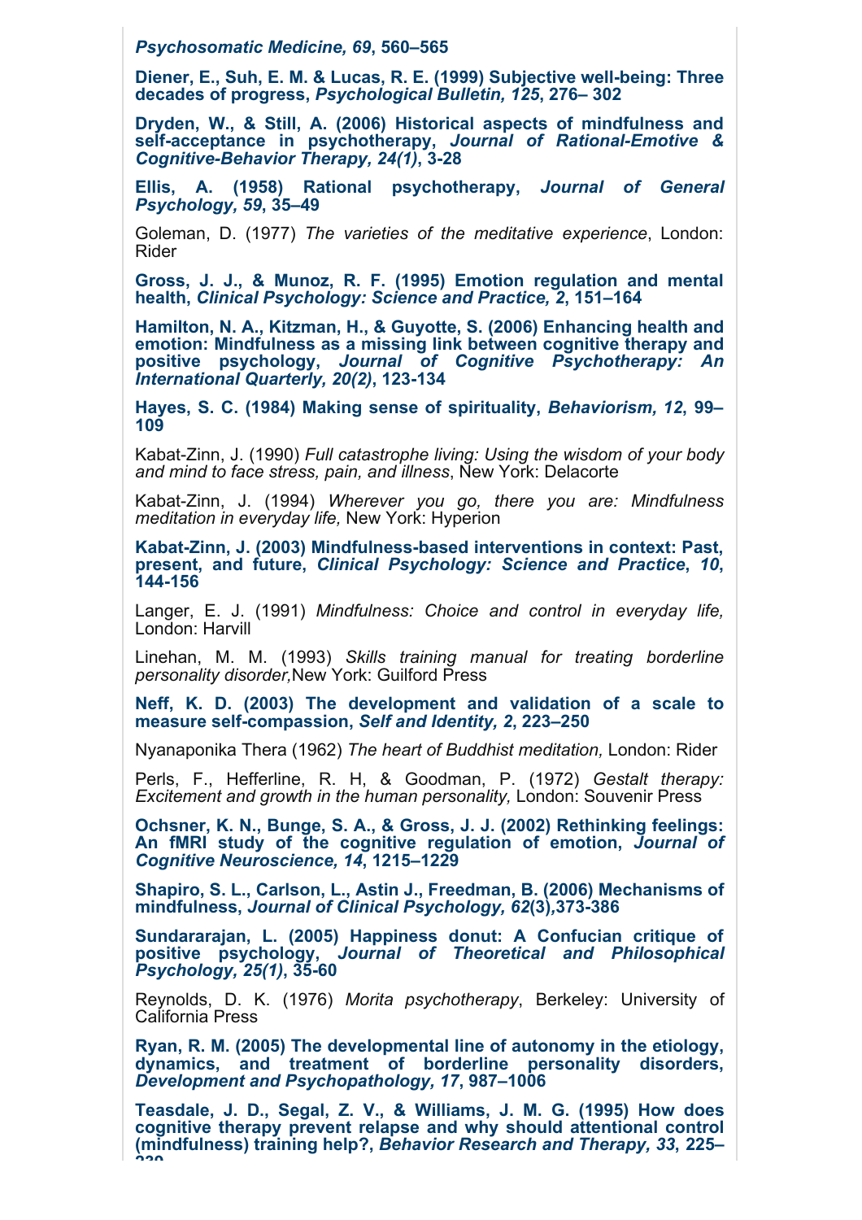*Psychosomatic Medicine, 69*, 560–565

Diener, E., Suh, E. M. & Lucas, R. E. (1999) Subjective well-being: Three decades of progress, *Psychological Bulletin, 125*, 276– 302

Dryden, W., & Still, A. (2006) Historical aspects of mindfulness and self-acceptance in psychotherapy, *Journal of Rational-Emotive & Cognitive-Behavior Therapy, 24(1)*, 3-28

Ellis, A. (1958) Rational psychotherapy, *Journal of General Psychology, 59*, 35–49

Goleman, D. (1977) *The varieties of the meditative experience*, London: Rider

Gross, J. J., & Munoz, R. F. (1995) Emotion regulation and mental health, *Clinical Psychology: Science and Practice, 2*, 151–164

Hamilton, N. A., Kitzman, H., & Guyotte, S. (2006) Enhancing health and emotion: Mindfulness as a missing link between cognitive therapy and positive psychology, *Journal of Cognitive Psychotherapy: An International Quarterly, 20(2)*, 123-134

Hayes, S. C. (1984) Making sense of spirituality, *Behaviorism, 12*, 99–109

Kabat-Zinn, J. (1990) *Full catastrophe living: Using the wisdom of your body and mind to face stress, pain, and illness*, New York: Delacorte

Kabat-Zinn, J. (1994) *Wherever you go, there you are: Mindfulness meditation in everyday life,* New York: Hyperion

Kabat-Zinn, J. (2003) Mindfulness-based interventions in context: Past, present, and future, *Clinical Psychology: Science and Practice*, *10*, 144-156

Langer, E. J. (1991) *Mindfulness: Choice and control in everyday life,* London: Harvill

Linehan, M. M. (1993) *Skills training manual for treating borderline personality disorder,*New York: Guilford Press

Neff, K. D. (2003) The development and validation of a scale to measure self-compassion, *Self and Identity, 2*, 223–250

Nyanaponika Thera (1962) *The heart of Buddhist meditation,* London: Rider

Perls, F., Hefferline, R. H, & Goodman, P. (1972) *Gestalt therapy: Excitement and growth in the human personality,* London: Souvenir Press

Ochsner, K. N., Bunge, S. A., & Gross, J. J. (2002) Rethinking feelings: An fMRI study of the cognitive regulation of emotion, *Journal of Cognitive Neuroscience, 14*, 1215–1229

Shapiro, S. L., Carlson, L., Astin J., Freedman, B. (2006) Mechanisms of mindfulness, *Journal of Clinical Psychology, 62*(3),373-386

Sundararajan, L. (2005) Happiness donut: A Confucian critique of positive psychology, *Journal of Theoretical and Philosophical Psychology, 25(1)*, 35-60

Reynolds, D. K. (1976) *Morita psychotherapy*, Berkeley: University of California Press

Ryan, R. M. (2005) The developmental line of autonomy in the etiology, dynamics, and treatment of borderline personality disorders, *Development and Psychopathology, 17*, 987–1006

Teasdale, J. D., Segal, Z. V., & Williams, J. M. G. (1995) How does cognitive therapy prevent relapse and why should attentional control (mindfulness) training help?, *Behavior Research and Therapy, 33*, 225–239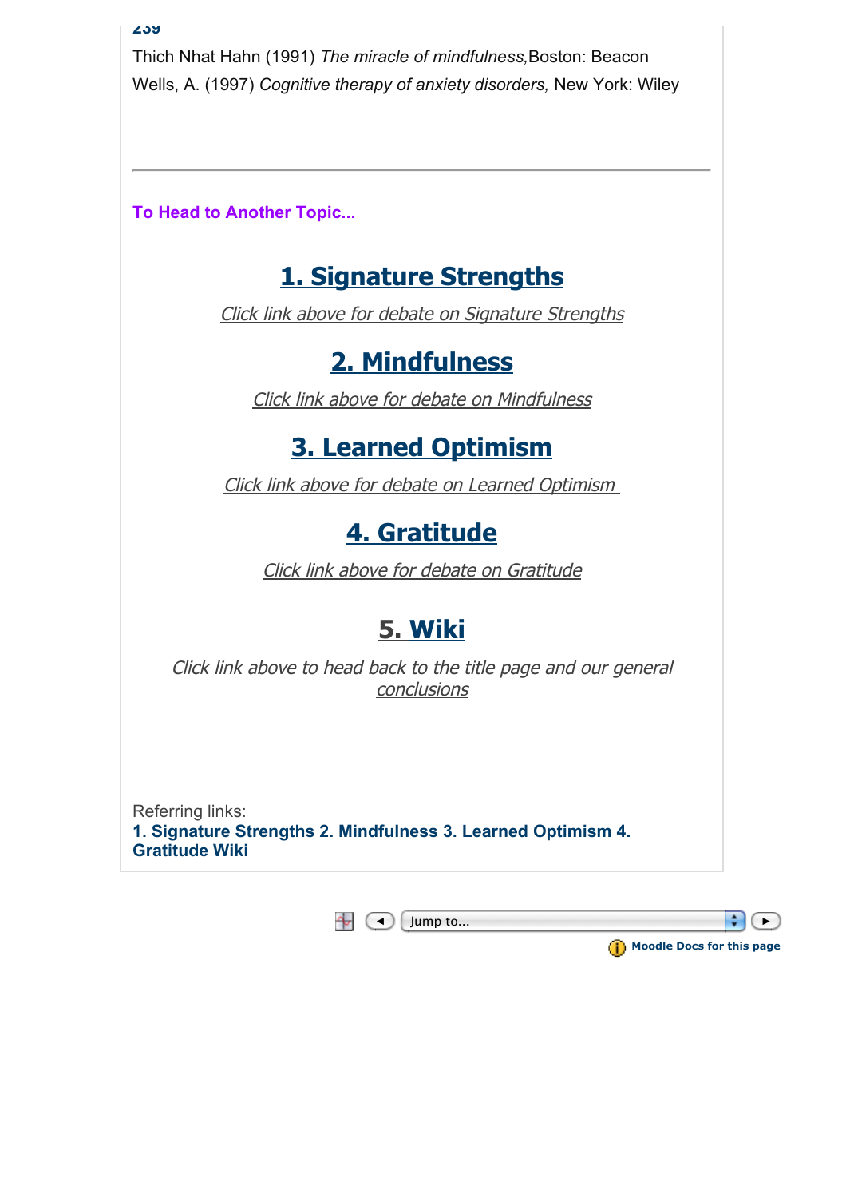239

Thich Nhat Hahn (1991) *The miracle of mindfulness,* Boston: Beacon

Wells, A. (1997) *Cognitive therapy of anxiety disorders,* New York: Wiley

---

**To Head to Another Topic...**

## 1. Signature Strengths

*Click link above for debate on Signature Strengths*

## 2. Mindfulness

*Click link above for debate on Mindfulness*

## 3. Learned Optimism

*Click link above for debate on Learned Optimism*

## 4. Gratitude

*Click link above for debate on Gratitude*

## 5. Wiki

*Click link above to head back to the title page and our general conclusions*

Referring links:
**1. Signature Strengths 2. Mindfulness 3. Learned Optimism 4. Gratitude Wiki**

Jump to...

Moodle Docs for this page